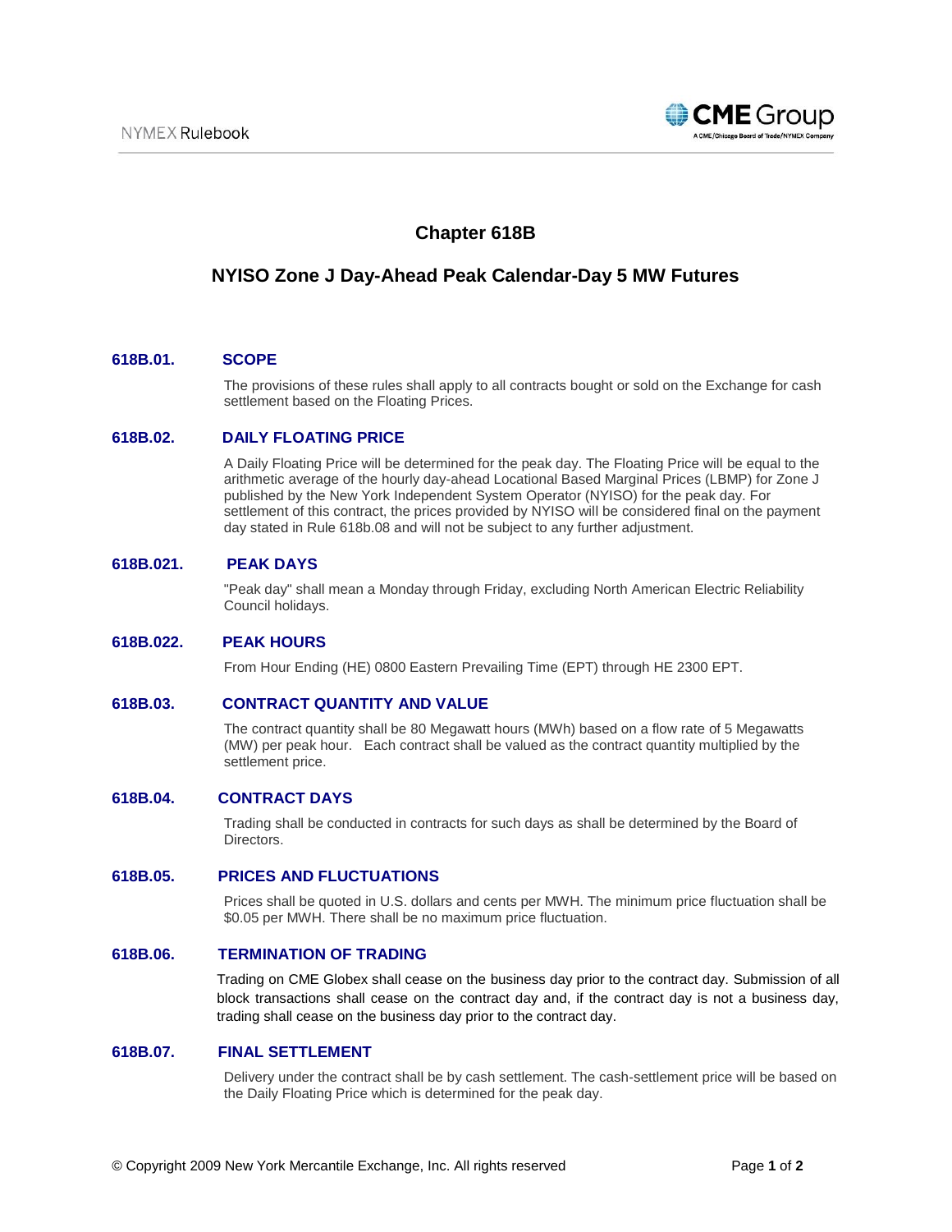# Chapter 618B

## NYISO Zone J Day-Ahead Peak Calendar-Day 5 MW Futures

### 618B.01. SCOPE

The provisions of these rules shall apply to all contracts bought or sold on the Exchange for cash settlement based on the Floating Prices.

### 618B.02. DAILY FLOATING PRICE

A Daily Floating Price will be determined for the peak day. The Floating Price will be equal to the arithmetic average of the hourly day-ahead Locational Based Marginal Prices (LBMP) for Zone J published by the New York Independent System Operator (NYISO) for the peak day. For settlement of this contract, the prices provided by NYISO will be considered final on the payment day stated in Rule 618b.08 and will not be subject to any further adjustment.

### 618B.021. PEAK DAYS

"Peak day" shall mean a Monday through Friday, excluding North American Electric Reliability Council holidays.

### 618B.022. PEAK HOURS

From Hour Ending (HE) 0800 Eastern Prevailing Time (EPT) through HE 2300 EPT.

### 618B.03. CONTRACT QUANTITY AND VALUE

The contract quantity shall be 80 Megawatt hours (MWh) based on a flow rate of 5 Megawatts (MW) per peak hour. Each contract shall be valued as the contract quantity multiplied by the settlement price.

### 618B.04. CONTRACT DAYS

Trading shall be conducted in contracts for such days as shall be determined by the Board of Directors.

### 618B.05. PRICES AND FLUCTUATIONS

Prices shall be quoted in U.S. dollars and cents per MWH. The minimum price fluctuation shall be $0.05 per MWH. There shall be no maximum price fluctuation.

### 618B.06. TERMINATION OF TRADING

Trading on CME Globex shall cease on the business day prior to the contract day. Submission of all block transactions shall cease on the contract day and, if the contract day is not a business day, trading shall cease on the business day prior to the contract day.

### 618B.07. FINAL SETTLEMENT

Delivery under the contract shall be by cash settlement. The cash-settlement price will be based on the Daily Floating Price which is determined for the peak day.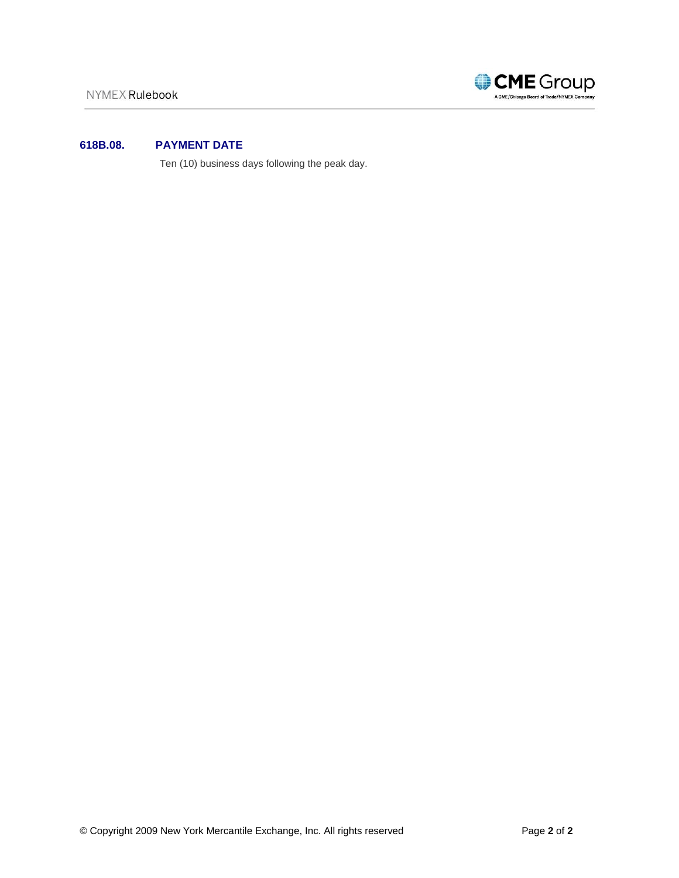### 618B.08. PAYMENT DATE

Ten (10) business days following the peak day.